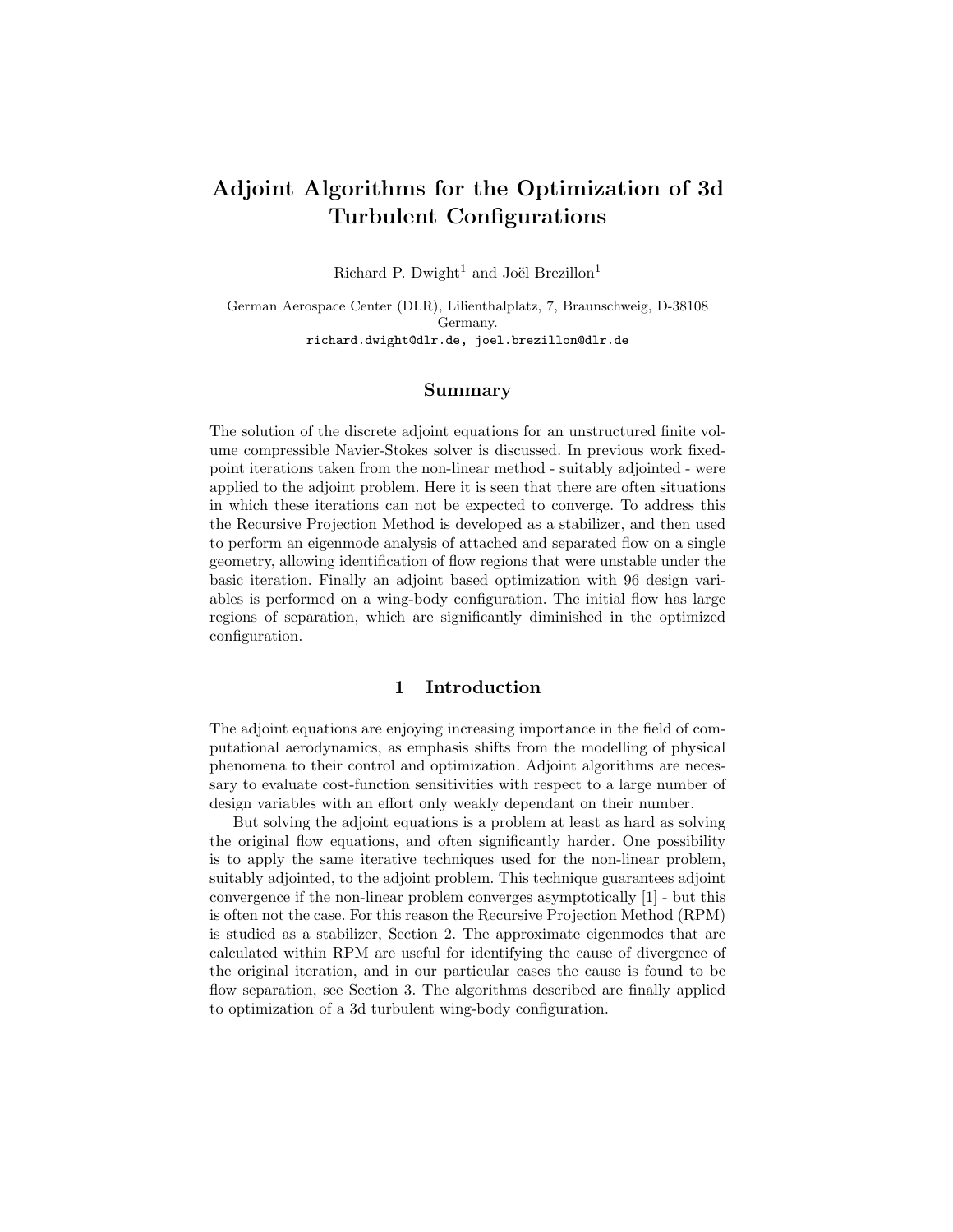# Adjoint Algorithms for the Optimization of 3d Turbulent Configurations

Richard P. Dwight[1] and Joël Brezillon[1]

German Aerospace Center (DLR), Lilienthalplatz, 7, Braunschweig, D-38108 Germany.
richard.dwight@dlr.de, joel.brezillon@dlr.de

## Summary

The solution of the discrete adjoint equations for an unstructured finite volume compressible Navier-Stokes solver is discussed. In previous work fixed-point iterations taken from the non-linear method - suitably adjointed - were applied to the adjoint problem. Here it is seen that there are often situations in which these iterations can not be expected to converge. To address this the Recursive Projection Method is developed as a stabilizer, and then used to perform an eigenmode analysis of attached and separated flow on a single geometry, allowing identification of flow regions that were unstable under the basic iteration. Finally an adjoint based optimization with 96 design variables is performed on a wing-body configuration. The initial flow has large regions of separation, which are significantly diminished in the optimized configuration.

## 1 Introduction

The adjoint equations are enjoying increasing importance in the field of computational aerodynamics, as emphasis shifts from the modelling of physical phenomena to their control and optimization. Adjoint algorithms are necessary to evaluate cost-function sensitivities with respect to a large number of design variables with an effort only weakly dependant on their number.

But solving the adjoint equations is a problem at least as hard as solving the original flow equations, and often significantly harder. One possibility is to apply the same iterative techniques used for the non-linear problem, suitably adjointed, to the adjoint problem. This technique guarantees adjoint convergence if the non-linear problem converges asymptotically [1] - but this is often not the case. For this reason the Recursive Projection Method (RPM) is studied as a stabilizer, Section 2. The approximate eigenmodes that are calculated within RPM are useful for identifying the cause of divergence of the original iteration, and in our particular cases the cause is found to be flow separation, see Section 3. The algorithms described are finally applied to optimization of a 3d turbulent wing-body configuration.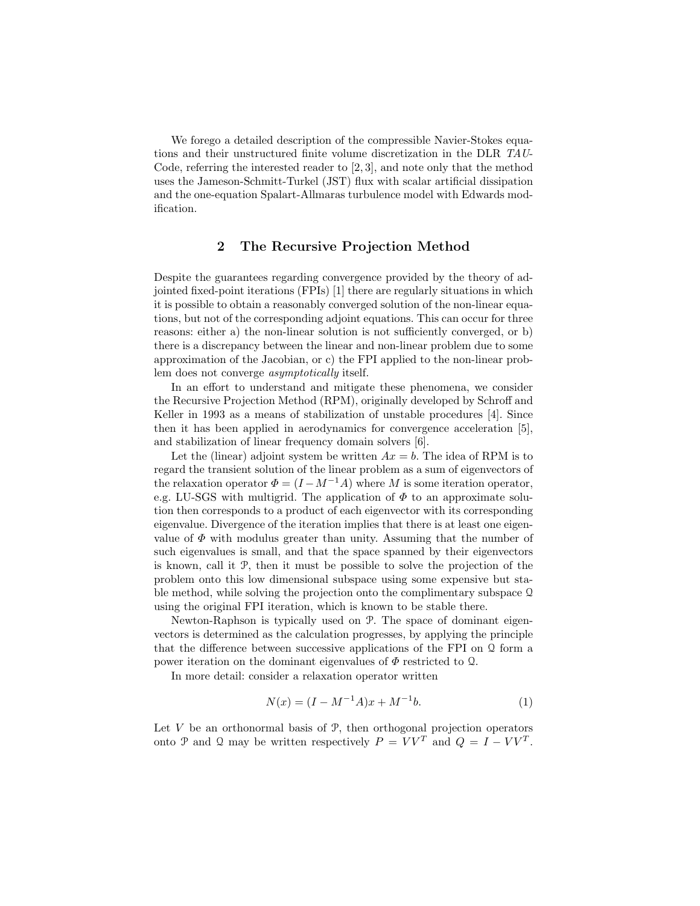We forego a detailed description of the compressible Navier-Stokes equations and their unstructured finite volume discretization in the DLR *TAU*-Code, referring the interested reader to [2, 3], and note only that the method uses the Jameson-Schmitt-Turkel (JST) flux with scalar artificial dissipation and the one-equation Spalart-Allmaras turbulence model with Edwards modification.

## 2 The Recursive Projection Method

Despite the guarantees regarding convergence provided by the theory of adjointed fixed-point iterations (FPIs) [1] there are regularly situations in which it is possible to obtain a reasonably converged solution of the non-linear equations, but not of the corresponding adjoint equations. This can occur for three reasons: either a) the non-linear solution is not sufficiently converged, or b) there is a discrepancy between the linear and non-linear problem due to some approximation of the Jacobian, or c) the FPI applied to the non-linear problem does not converge *asymptotically* itself.

In an effort to understand and mitigate these phenomena, we consider the Recursive Projection Method (RPM), originally developed by Schroff and Keller in 1993 as a means of stabilization of unstable procedures [4]. Since then it has been applied in aerodynamics for convergence acceleration [5], and stabilization of linear frequency domain solvers [6].

Let the (linear) adjoint system be written $Ax = b$. The idea of RPM is to regard the transient solution of the linear problem as a sum of eigenvectors of the relaxation operator $\Phi = (I - M^{-1}A)$ where $M$ is some iteration operator, e.g. LU-SGS with multigrid. The application of $\Phi$ to an approximate solution then corresponds to a product of each eigenvector with its corresponding eigenvalue. Divergence of the iteration implies that there is at least one eigenvalue of $\Phi$ with modulus greater than unity. Assuming that the number of such eigenvalues is small, and that the space spanned by their eigenvectors is known, call it $\mathcal{P}$, then it must be possible to solve the projection of the problem onto this low dimensional subspace using some expensive but stable method, while solving the projection onto the complimentary subspace $\mathcal{Q}$ using the original FPI iteration, which is known to be stable there.

Newton-Raphson is typically used on $\mathcal{P}$. The space of dominant eigenvectors is determined as the calculation progresses, by applying the principle that the difference between successive applications of the FPI on $\mathcal{Q}$ form a power iteration on the dominant eigenvalues of $\Phi$ restricted to $\mathcal{Q}$.

In more detail: consider a relaxation operator written

$$N(x) = (I - M^{-1}A)x + M^{-1}b. \tag{1}$$

Let $V$ be an orthonormal basis of $\mathcal{P}$, then orthogonal projection operators onto $\mathcal{P}$ and $\mathcal{Q}$ may be written respectively $P = VV^T$ and $Q = I - VV^T$.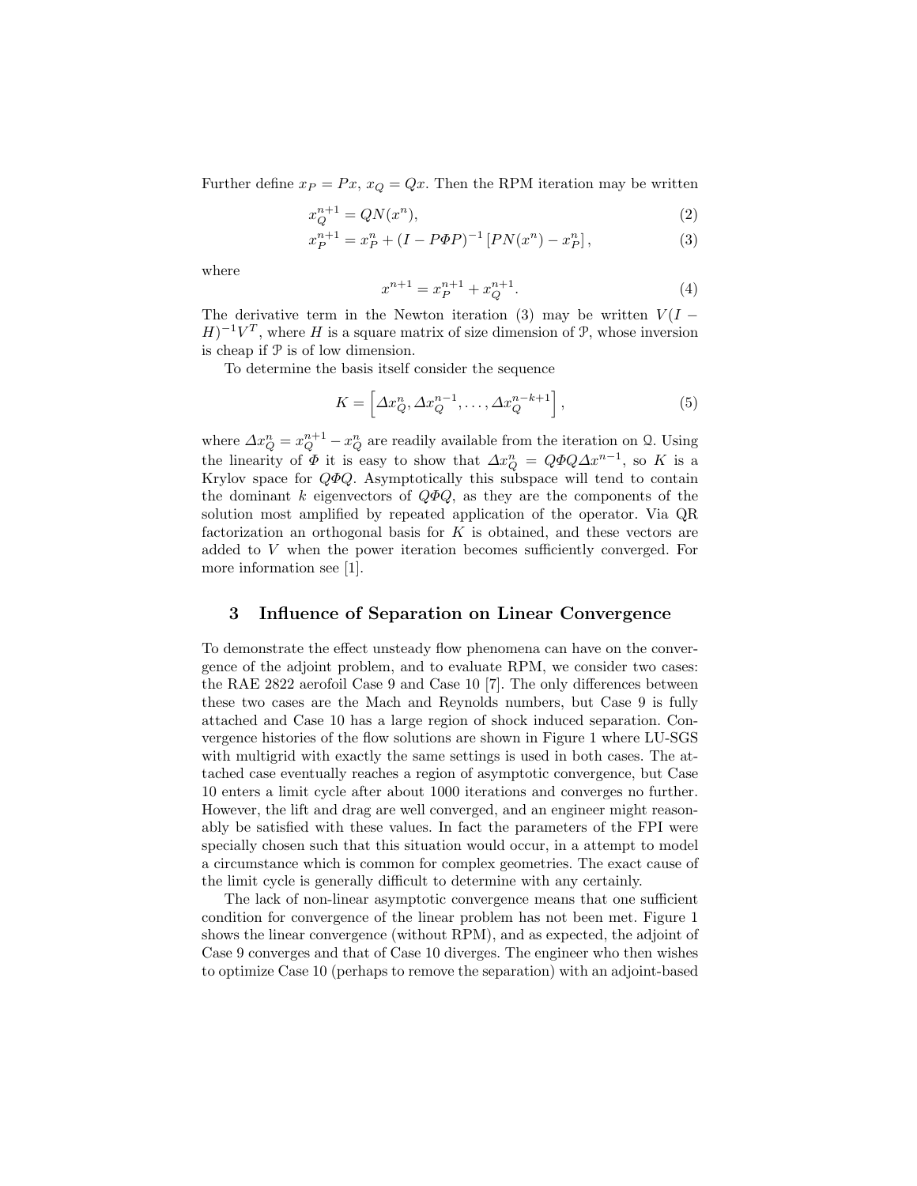Further define $x_P = Px$, $x_Q = Qx$. Then the RPM iteration may be written

$$x_Q^{n+1} = QN(x^n), \tag{2}$$

$$x_P^{n+1} = x_P^n + (I - P\Phi P)^{-1} \left[ PN(x^n) - x_P^n \right], \tag{3}$$

where

$$x^{n+1} = x_P^{n+1} + x_Q^{n+1}. \tag{4}$$

The derivative term in the Newton iteration (3) may be written $V(I - H)^{-1}V^T$, where $H$ is a square matrix of size dimension of $\mathcal{P}$, whose inversion is cheap if $\mathcal{P}$ is of low dimension.

To determine the basis itself consider the sequence

$$K = \left[ \Delta x_Q^n, \Delta x_Q^{n-1}, \dots, \Delta x_Q^{n-k+1} \right], \tag{5}$$

where $\Delta x_Q^n = x_Q^{n+1} - x_Q^n$ are readily available from the iteration on $\mathcal{Q}$. Using the linearity of $\Phi$ it is easy to show that $\Delta x_Q^n = Q\Phi Q \Delta x^{n-1}$, so $K$ is a Krylov space for $Q\Phi Q$. Asymptotically this subspace will tend to contain the dominant $k$ eigenvectors of $Q\Phi Q$, as they are the components of the solution most amplified by repeated application of the operator. Via QR factorization an orthogonal basis for $K$ is obtained, and these vectors are added to $V$ when the power iteration becomes sufficiently converged. For more information see [1].

## 3 Influence of Separation on Linear Convergence

To demonstrate the effect unsteady flow phenomena can have on the convergence of the adjoint problem, and to evaluate RPM, we consider two cases: the RAE 2822 aerofoil Case 9 and Case 10 [7]. The only differences between these two cases are the Mach and Reynolds numbers, but Case 9 is fully attached and Case 10 has a large region of shock induced separation. Convergence histories of the flow solutions are shown in Figure 1 where LU-SGS with multigrid with exactly the same settings is used in both cases. The attached case eventually reaches a region of asymptotic convergence, but Case 10 enters a limit cycle after about 1000 iterations and converges no further. However, the lift and drag are well converged, and an engineer might reasonably be satisfied with these values. In fact the parameters of the FPI were specially chosen such that this situation would occur, in a attempt to model a circumstance which is common for complex geometries. The exact cause of the limit cycle is generally difficult to determine with any certainly.

The lack of non-linear asymptotic convergence means that one sufficient condition for convergence of the linear problem has not been met. Figure 1 shows the linear convergence (without RPM), and as expected, the adjoint of Case 9 converges and that of Case 10 diverges. The engineer who then wishes to optimize Case 10 (perhaps to remove the separation) with an adjoint-based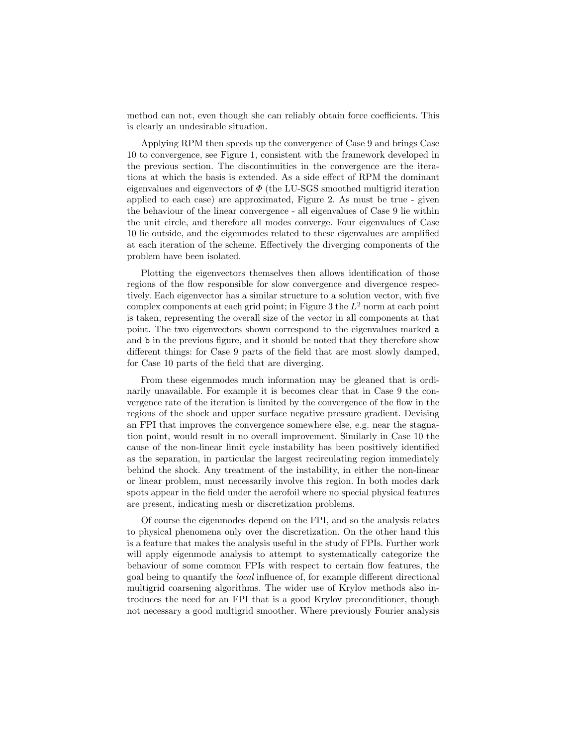method can not, even though she can reliably obtain force coefficients. This is clearly an undesirable situation.

Applying RPM then speeds up the convergence of Case 9 and brings Case 10 to convergence, see Figure 1, consistent with the framework developed in the previous section. The discontinuities in the convergence are the iterations at which the basis is extended. As a side effect of RPM the dominant eigenvalues and eigenvectors of $\Phi$ (the LU-SGS smoothed multigrid iteration applied to each case) are approximated, Figure 2. As must be true - given the behaviour of the linear convergence - all eigenvalues of Case 9 lie within the unit circle, and therefore all modes converge. Four eigenvalues of Case 10 lie outside, and the eigenmodes related to these eigenvalues are amplified at each iteration of the scheme. Effectively the diverging components of the problem have been isolated.

Plotting the eigenvectors themselves then allows identification of those regions of the flow responsible for slow convergence and divergence respectively. Each eigenvector has a similar structure to a solution vector, with five complex components at each grid point; in Figure 3 the $L^2$ norm at each point is taken, representing the overall size of the vector in all components at that point. The two eigenvectors shown correspond to the eigenvalues marked `a` and `b` in the previous figure, and it should be noted that they therefore show different things: for Case 9 parts of the field that are most slowly damped, for Case 10 parts of the field that are diverging.

From these eigenmodes much information may be gleaned that is ordinarily unavailable. For example it is becomes clear that in Case 9 the convergence rate of the iteration is limited by the convergence of the flow in the regions of the shock and upper surface negative pressure gradient. Devising an FPI that improves the convergence somewhere else, e.g. near the stagnation point, would result in no overall improvement. Similarly in Case 10 the cause of the non-linear limit cycle instability has been positively identified as the separation, in particular the largest recirculating region immediately behind the shock. Any treatment of the instability, in either the non-linear or linear problem, must necessarily involve this region. In both modes dark spots appear in the field under the aerofoil where no special physical features are present, indicating mesh or discretization problems.

Of course the eigenmodes depend on the FPI, and so the analysis relates to physical phenomena only over the discretization. On the other hand this is a feature that makes the analysis useful in the study of FPIs. Further work will apply eigenmode analysis to attempt to systematically categorize the behaviour of some common FPIs with respect to certain flow features, the goal being to quantify the *local* influence of, for example different directional multigrid coarsening algorithms. The wider use of Krylov methods also introduces the need for an FPI that is a good Krylov preconditioner, though not necessary a good multigrid smoother. Where previously Fourier analysis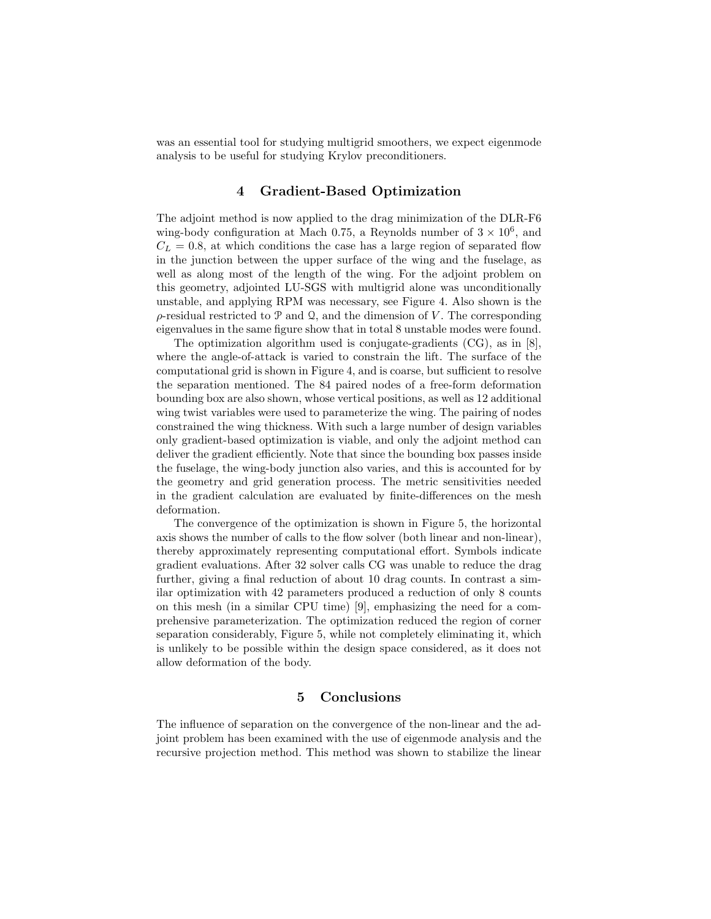was an essential tool for studying multigrid smoothers, we expect eigenmode analysis to be useful for studying Krylov preconditioners.

## 4 Gradient-Based Optimization

The adjoint method is now applied to the drag minimization of the DLR-F6 wing-body configuration at Mach 0.75, a Reynolds number of $3 \times 10^6$, and $C_L = 0.8$, at which conditions the case has a large region of separated flow in the junction between the upper surface of the wing and the fuselage, as well as along most of the length of the wing. For the adjoint problem on this geometry, adjointed LU-SGS with multigrid alone was unconditionally unstable, and applying RPM was necessary, see Figure 4. Also shown is the $\rho$-residual restricted to $\mathcal{P}$ and $\mathcal{Q}$, and the dimension of $V$. The corresponding eigenvalues in the same figure show that in total 8 unstable modes were found.

The optimization algorithm used is conjugate-gradients (CG), as in [8], where the angle-of-attack is varied to constrain the lift. The surface of the computational grid is shown in Figure 4, and is coarse, but sufficient to resolve the separation mentioned. The 84 paired nodes of a free-form deformation bounding box are also shown, whose vertical positions, as well as 12 additional wing twist variables were used to parameterize the wing. The pairing of nodes constrained the wing thickness. With such a large number of design variables only gradient-based optimization is viable, and only the adjoint method can deliver the gradient efficiently. Note that since the bounding box passes inside the fuselage, the wing-body junction also varies, and this is accounted for by the geometry and grid generation process. The metric sensitivities needed in the gradient calculation are evaluated by finite-differences on the mesh deformation.

The convergence of the optimization is shown in Figure 5, the horizontal axis shows the number of calls to the flow solver (both linear and non-linear), thereby approximately representing computational effort. Symbols indicate gradient evaluations. After 32 solver calls CG was unable to reduce the drag further, giving a final reduction of about 10 drag counts. In contrast a similar optimization with 42 parameters produced a reduction of only 8 counts on this mesh (in a similar CPU time) [9], emphasizing the need for a comprehensive parameterization. The optimization reduced the region of corner separation considerably, Figure 5, while not completely eliminating it, which is unlikely to be possible within the design space considered, as it does not allow deformation of the body.

## 5 Conclusions

The influence of separation on the convergence of the non-linear and the adjoint problem has been examined with the use of eigenmode analysis and the recursive projection method. This method was shown to stabilize the linear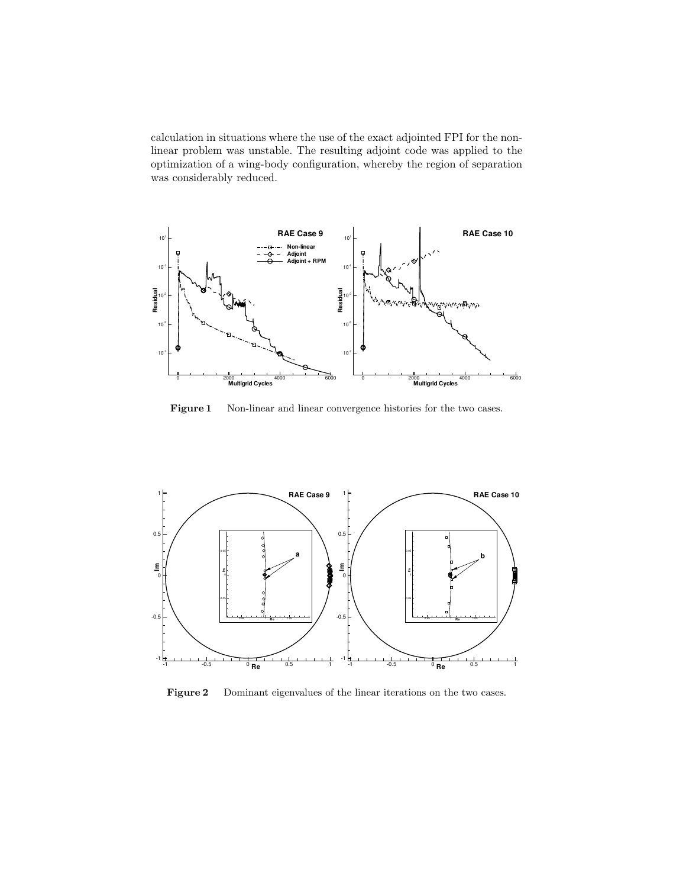calculation in situations where the use of the exact adjointed FPI for the non-linear problem was unstable. The resulting adjoint code was applied to the optimization of a wing-body configuration, whereby the region of separation was considerably reduced.

**Figure 1** Non-linear and linear convergence histories for the two cases.

**Figure 2** Dominant eigenvalues of the linear iterations on the two cases.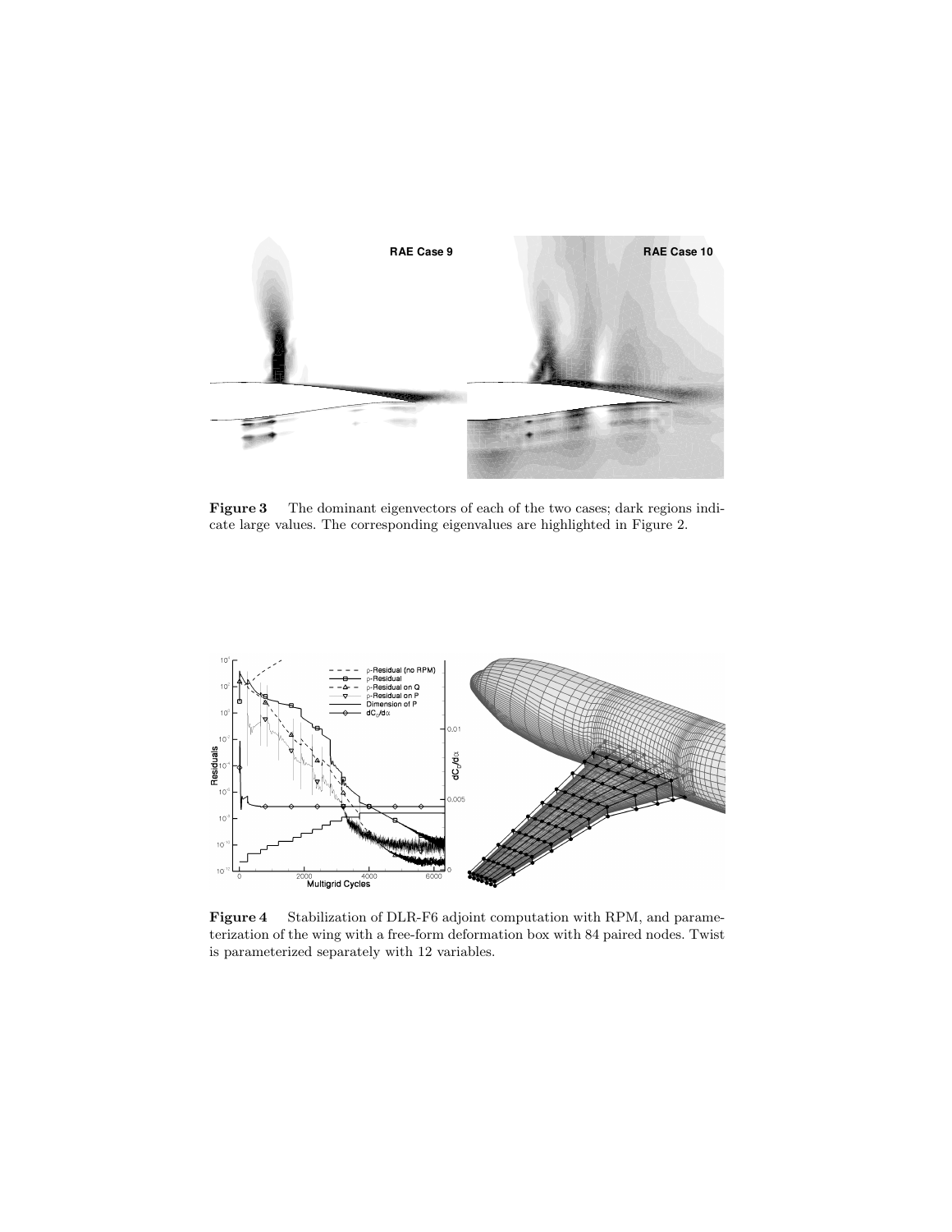**Figure 3** The dominant eigenvectors of each of the two cases; dark regions indicate large values. The corresponding eigenvalues are highlighted in Figure 2.

**Figure 4** Stabilization of DLR-F6 adjoint computation with RPM, and parameterization of the wing with a free-form deformation box with 84 paired nodes. Twist is parameterized separately with 12 variables.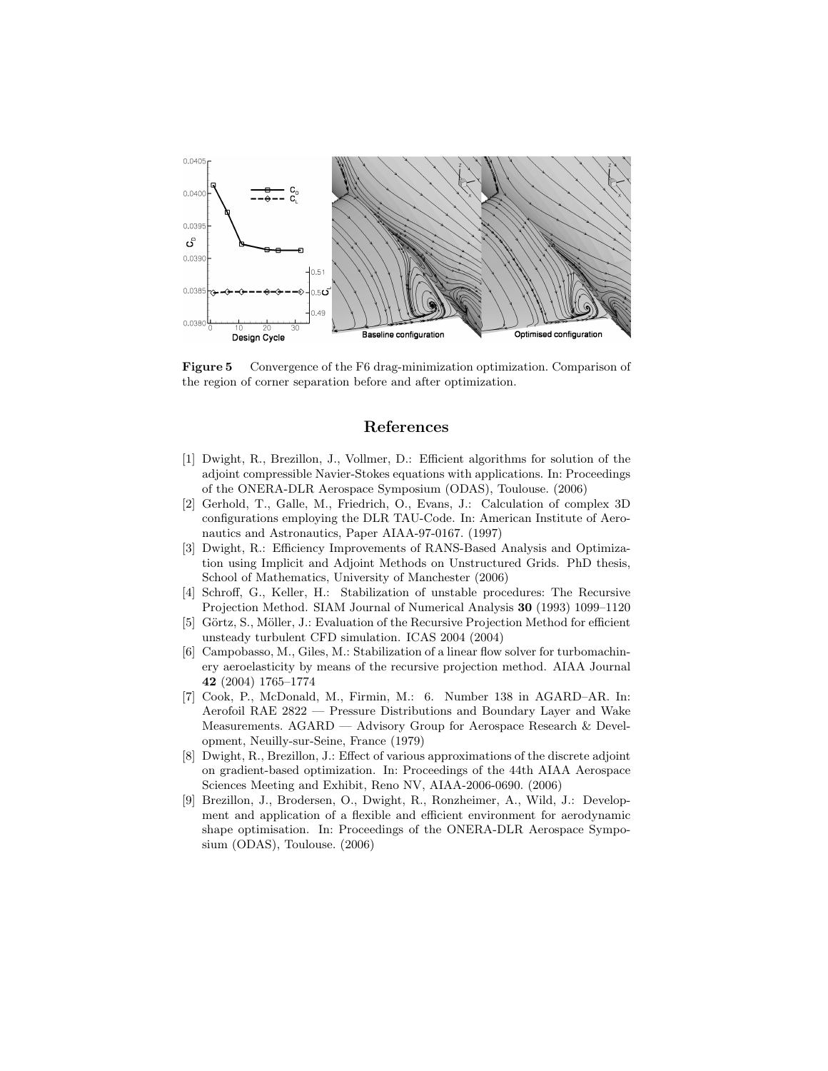0.0405

0.0400

0.0395

0.0390

0.0385

0.0380

$C_D$

$C_L$

0.51

0.5

0.49

0 10 20 30

Design Cycle

Baseline configuration

Optimised configuration

**Figure 5** Convergence of the F6 drag-minimization optimization. Comparison of the region of corner separation before and after optimization.

## References

[1] Dwight, R., Brezillon, J., Vollmer, D.: Efficient algorithms for solution of the adjoint compressible Navier-Stokes equations with applications. In: Proceedings of the ONERA-DLR Aerospace Symposium (ODAS), Toulouse. (2006)

[2] Gerhold, T., Galle, M., Friedrich, O., Evans, J.: Calculation of complex 3D configurations employing the DLR TAU-Code. In: American Institute of Aeronautics and Astronautics, Paper AIAA-97-0167. (1997)

[3] Dwight, R.: Efficiency Improvements of RANS-Based Analysis and Optimization using Implicit and Adjoint Methods on Unstructured Grids. PhD thesis, School of Mathematics, University of Manchester (2006)

[4] Schroff, G., Keller, H.: Stabilization of unstable procedures: The Recursive Projection Method. SIAM Journal of Numerical Analysis **30** (1993) 1099–1120

[5] Görtz, S., Möller, J.: Evaluation of the Recursive Projection Method for efficient unsteady turbulent CFD simulation. ICAS 2004 (2004)

[6] Campobasso, M., Giles, M.: Stabilization of a linear flow solver for turbomachinery aeroelasticity by means of the recursive projection method. AIAA Journal **42** (2004) 1765–1774

[7] Cook, P., McDonald, M., Firmin, M.: 6. Number 138 in AGARD–AR. In: Aerofoil RAE 2822 — Pressure Distributions and Boundary Layer and Wake Measurements. AGARD — Advisory Group for Aerospace Research & Development, Neuilly-sur-Seine, France (1979)

[8] Dwight, R., Brezillon, J.: Effect of various approximations of the discrete adjoint on gradient-based optimization. In: Proceedings of the 44th AIAA Aerospace Sciences Meeting and Exhibit, Reno NV, AIAA-2006-0690. (2006)

[9] Brezillon, J., Brodersen, O., Dwight, R., Ronzheimer, A., Wild, J.: Development and application of a flexible and efficient environment for aerodynamic shape optimisation. In: Proceedings of the ONERA-DLR Aerospace Symposium (ODAS), Toulouse. (2006)